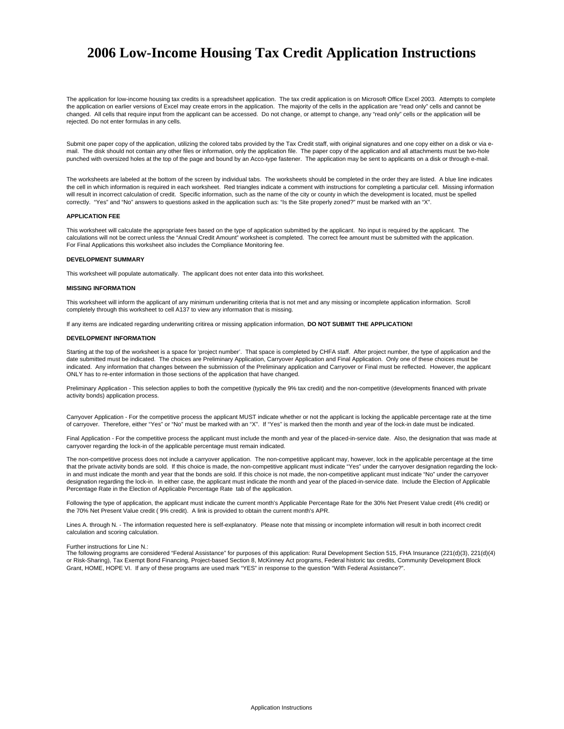# 2006 Low-Income Housing Tax Credit Application Instructions

The application for low-income housing tax credits is a spreadsheet application. The tax credit application is on Microsoft Office Excel 2003. Attempts to complete the application on earlier versions of Excel may create errors in the application. The majority of the cells in the application are "read only" cells and cannot be changed. All cells that require input from the applicant can be accessed. Do not change, or attempt to change, any "read only" cells or the application will be rejected. Do not enter formulas in any cells.

Submit one paper copy of the application, utilizing the colored tabs provided by the Tax Credit staff, with original signatures and one copy either on a disk or via e-mail. The disk should not contain any other files or information, only the application file. The paper copy of the application and all attachments must be two-hole punched with oversized holes at the top of the page and bound by an Acco-type fastener. The application may be sent to applicants on a disk or through e-mail.

The worksheets are labeled at the bottom of the screen by individual tabs. The worksheets should be completed in the order they are listed. A blue line indicates the cell in which information is required in each worksheet. Red triangles indicate a comment with instructions for completing a particular cell. Missing information will result in incorrect calculation of credit. Specific information, such as the name of the city or county in which the development is located, must be spelled correctly. "Yes" and "No" answers to questions asked in the application such as: "Is the Site properly zoned?" must be marked with an "X".

**APPLICATION FEE**

This worksheet will calculate the appropriate fees based on the type of application submitted by the applicant. No input is required by the applicant. The calculations will not be correct unless the "Annual Credit Amount" worksheet is completed. The correct fee amount must be submitted with the application. For Final Applications this worksheet also includes the Compliance Monitoring fee.

**DEVELOPMENT SUMMARY**

This worksheet will populate automatically. The applicant does not enter data into this worksheet.

**MISSING INFORMATION**

This worksheet will inform the applicant of any minimum underwriting criteria that is not met and any missing or incomplete application information. Scroll completely through this worksheet to cell A137 to view any information that is missing.

If any items are indicated regarding underwriting critirea or missing application information, **DO NOT SUBMIT THE APPLICATION!**

**DEVELOPMENT INFORMATION**

Starting at the top of the worksheet is a space for 'project number'. That space is completed by CHFA staff. After project number, the type of application and the date submitted must be indicated. The choices are Preliminary Application, Carryover Application and Final Application. Only one of these choices must be indicated. Any information that changes between the submission of the Preliminary application and Carryover or Final must be reflected. However, the applicant ONLY has to re-enter information in those sections of the application that have changed.

Preliminary Application - This selection applies to both the competitive (typically the 9% tax credit) and the non-competitive (developments financed with private activity bonds) application process.

Carryover Application - For the competitive process the applicant MUST indicate whether or not the applicant is locking the applicable percentage rate at the time of carryover. Therefore, either "Yes" or "No" must be marked with an "X". If "Yes" is marked then the month and year of the lock-in date must be indicated.

Final Application - For the competitive process the applicant must include the month and year of the placed-in-service date. Also, the designation that was made at carryover regarding the lock-in of the applicable percentage must remain indicated.

The non-competitive process does not include a carryover application. The non-competitive applicant may, however, lock in the applicable percentage at the time that the private activity bonds are sold. If this choice is made, the non-competitive applicant must indicate "Yes" under the carryover designation regarding the lock-in and must indicate the month and year that the bonds are sold. If this choice is not made, the non-competitive applicant must indicate "No" under the carryover designation regarding the lock-in. In either case, the applicant must indicate the month and year of the placed-in-service date. Include the Election of Applicable Percentage Rate in the Election of Applicable Percentage Rate tab of the application.

Following the type of application, the applicant must indicate the current month's Applicable Percentage Rate for the 30% Net Present Value credit (4% credit) or the 70% Net Present Value credit ( 9% credit). A link is provided to obtain the current month's APR.

Lines A. through N. - The information requested here is self-explanatory. Please note that missing or incomplete information will result in both incorrect credit calculation and scoring calculation.

Further instructions for Line N.:
The following programs are considered "Federal Assistance" for purposes of this application: Rural Development Section 515, FHA Insurance (221(d)(3), 221(d)(4) or Risk-Sharing), Tax Exempt Bond Financing, Project-based Section 8, McKinney Act programs, Federal historic tax credits, Community Development Block Grant, HOME, HOPE VI. If any of these programs are used mark "YES" in response to the question "With Federal Assistance?".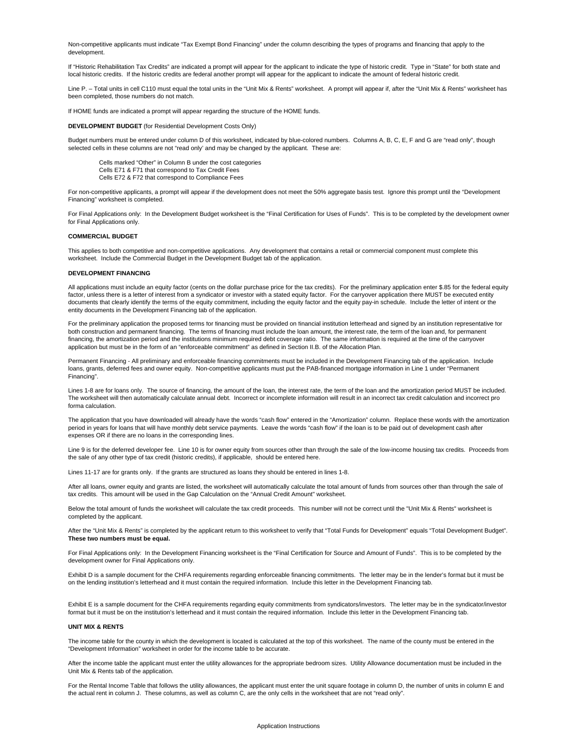Non-competitive applicants must indicate "Tax Exempt Bond Financing" under the column describing the types of programs and financing that apply to the development.

If "Historic Rehabilitation Tax Credits" are indicated a prompt will appear for the applicant to indicate the type of historic credit. Type in "State" for both state and local historic credits. If the historic credits are federal another prompt will appear for the applicant to indicate the amount of federal historic credit.

Line P. – Total units in cell C110 must equal the total units in the "Unit Mix & Rents" worksheet. A prompt will appear if, after the "Unit Mix & Rents" worksheet has been completed, those numbers do not match.

If HOME funds are indicated a prompt will appear regarding the structure of the HOME funds.

**DEVELOPMENT BUDGET** (for Residential Development Costs Only)

Budget numbers must be entered under column D of this worksheet, indicated by blue-colored numbers. Columns A, B, C, E, F and G are "read only", though selected cells in these columns are not "read only" and may be changed by the applicant. These are:

Cells marked "Other" in Column B under the cost categories
Cells E71 & F71 that correspond to Tax Credit Fees
Cells E72 & F72 that correspond to Compliance Fees

For non-competitive applicants, a prompt will appear if the development does not meet the 50% aggregate basis test. Ignore this prompt until the "Development Financing" worksheet is completed.

For Final Applications only: In the Development Budget worksheet is the "Final Certification for Uses of Funds". This is to be completed by the development owner for Final Applications only.

**COMMERCIAL BUDGET**

This applies to both competitive and non-competitive applications. Any development that contains a retail or commercial component must complete this worksheet. Include the Commercial Budget in the Development Budget tab of the application.

**DEVELOPMENT FINANCING**

All applications must include an equity factor (cents on the dollar purchase price for the tax credits). For the preliminary application enter $.85 for the federal equity factor, unless there is a letter of interest from a syndicator or investor with a stated equity factor. For the carryover application there MUST be executed entity documents that clearly identify the terms of the equity commitment, including the equity factor and the equity pay-in schedule. Include the letter of intent or the entity documents in the Development Financing tab of the application.

For the preliminary application the proposed terms for financing must be provided on financial institution letterhead and signed by an institution representative for both construction and permanent financing. The terms of financing must include the loan amount, the interest rate, the term of the loan and, for permanent financing, the amortization period and the institutions minimum required debt coverage ratio. The same information is required at the time of the carryover application but must be in the form of an "enforceable commitment" as defined in Section II.B. of the Allocation Plan.

Permanent Financing - All preliminary and enforceable financing commitments must be included in the Development Financing tab of the application. Include loans, grants, deferred fees and owner equity. Non-competitive applicants must put the PAB-financed mortgage information in Line 1 under "Permanent Financing".

Lines 1-8 are for loans only. The source of financing, the amount of the loan, the interest rate, the term of the loan and the amortization period MUST be included. The worksheet will then automatically calculate annual debt. Incorrect or incomplete information will result in an incorrect tax credit calculation and incorrect pro forma calculation.

The application that you have downloaded will already have the words "cash flow" entered in the "Amortization" column. Replace these words with the amortization period in years for loans that will have monthly debt service payments. Leave the words "cash flow" if the loan is to be paid out of development cash after expenses OR if there are no loans in the corresponding lines.

Line 9 is for the deferred developer fee. Line 10 is for owner equity from sources other than through the sale of the low-income housing tax credits. Proceeds from the sale of any other type of tax credit (historic credits), if applicable, should be entered here.

Lines 11-17 are for grants only. If the grants are structured as loans they should be entered in lines 1-8.

After all loans, owner equity and grants are listed, the worksheet will automatically calculate the total amount of funds from sources other than through the sale of tax credits. This amount will be used in the Gap Calculation on the "Annual Credit Amount" worksheet.

Below the total amount of funds the worksheet will calculate the tax credit proceeds. This number will not be correct until the "Unit Mix & Rents" worksheet is completed by the applicant.

After the "Unit Mix & Rents" is completed by the applicant return to this worksheet to verify that "Total Funds for Development" equals "Total Development Budget". **These two numbers must be equal.**

For Final Applications only: In the Development Financing worksheet is the "Final Certification for Source and Amount of Funds". This is to be completed by the development owner for Final Applications only.

Exhibit D is a sample document for the CHFA requirements regarding enforceable financing commitments. The letter may be in the lender's format but it must be on the lending institution's letterhead and it must contain the required information. Include this letter in the Development Financing tab.

Exhibit E is a sample document for the CHFA requirements regarding equity commitments from syndicators/investors. The letter may be in the syndicator/investor format but it must be on the institution's letterhead and it must contain the required information. Include this letter in the Development Financing tab.

**UNIT MIX & RENTS**

The income table for the county in which the development is located is calculated at the top of this worksheet. The name of the county must be entered in the "Development Information" worksheet in order for the income table to be accurate.

After the income table the applicant must enter the utility allowances for the appropriate bedroom sizes. Utility Allowance documentation must be included in the Unit Mix & Rents tab of the application.

For the Rental Income Table that follows the utility allowances, the applicant must enter the unit square footage in column D, the number of units in column E and the actual rent in column J. These columns, as well as column C, are the only cells in the worksheet that are not "read only".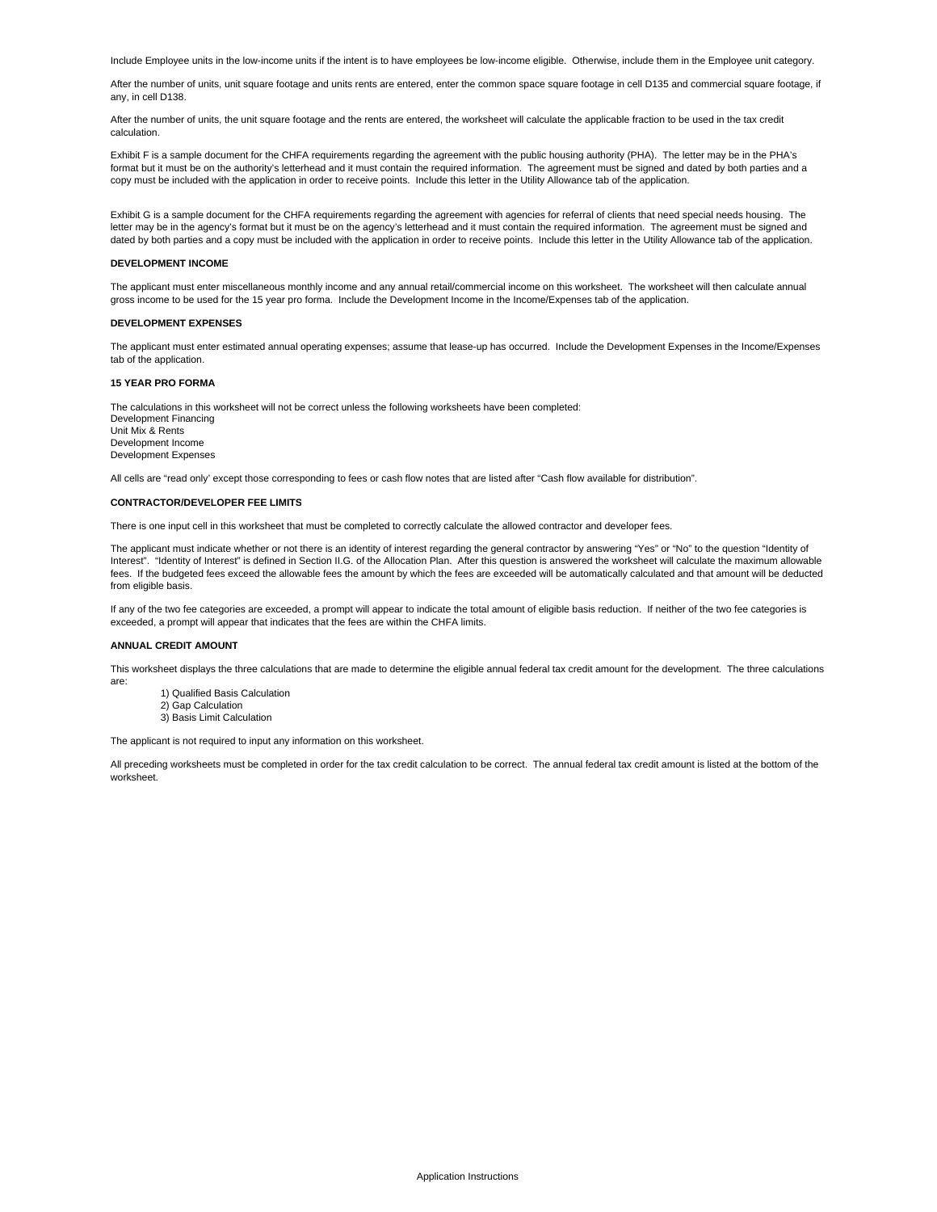Include Employee units in the low-income units if the intent is to have employees be low-income eligible. Otherwise, include them in the Employee unit category.

After the number of units, unit square footage and units rents are entered, enter the common space square footage in cell D135 and commercial square footage, if any, in cell D138.

After the number of units, the unit square footage and the rents are entered, the worksheet will calculate the applicable fraction to be used in the tax credit calculation.

Exhibit F is a sample document for the CHFA requirements regarding the agreement with the public housing authority (PHA). The letter may be in the PHA's format but it must be on the authority's letterhead and it must contain the required information. The agreement must be signed and dated by both parties and a copy must be included with the application in order to receive points. Include this letter in the Utility Allowance tab of the application.

Exhibit G is a sample document for the CHFA requirements regarding the agreement with agencies for referral of clients that need special needs housing. The letter may be in the agency's format but it must be on the agency's letterhead and it must contain the required information. The agreement must be signed and dated by both parties and a copy must be included with the application in order to receive points. Include this letter in the Utility Allowance tab of the application.

**DEVELOPMENT INCOME**

The applicant must enter miscellaneous monthly income and any annual retail/commercial income on this worksheet. The worksheet will then calculate annual gross income to be used for the 15 year pro forma. Include the Development Income in the Income/Expenses tab of the application.

**DEVELOPMENT EXPENSES**

The applicant must enter estimated annual operating expenses; assume that lease-up has occurred. Include the Development Expenses in the Income/Expenses tab of the application.

**15 YEAR PRO FORMA**

The calculations in this worksheet will not be correct unless the following worksheets have been completed:
Development Financing
Unit Mix & Rents
Development Income
Development Expenses

All cells are "read only' except those corresponding to fees or cash flow notes that are listed after "Cash flow available for distribution".

**CONTRACTOR/DEVELOPER FEE LIMITS**

There is one input cell in this worksheet that must be completed to correctly calculate the allowed contractor and developer fees.

The applicant must indicate whether or not there is an identity of interest regarding the general contractor by answering "Yes" or "No" to the question "Identity of Interest". "Identity of Interest" is defined in Section II.G. of the Allocation Plan. After this question is answered the worksheet will calculate the maximum allowable fees. If the budgeted fees exceed the allowable fees the amount by which the fees are exceeded will be automatically calculated and that amount will be deducted from eligible basis.

If any of the two fee categories are exceeded, a prompt will appear to indicate the total amount of eligible basis reduction. If neither of the two fee categories is exceeded, a prompt will appear that indicates that the fees are within the CHFA limits.

**ANNUAL CREDIT AMOUNT**

This worksheet displays the three calculations that are made to determine the eligible annual federal tax credit amount for the development. The three calculations are:

1) Qualified Basis Calculation
2) Gap Calculation
3) Basis Limit Calculation

The applicant is not required to input any information on this worksheet.

All preceding worksheets must be completed in order for the tax credit calculation to be correct. The annual federal tax credit amount is listed at the bottom of the worksheet.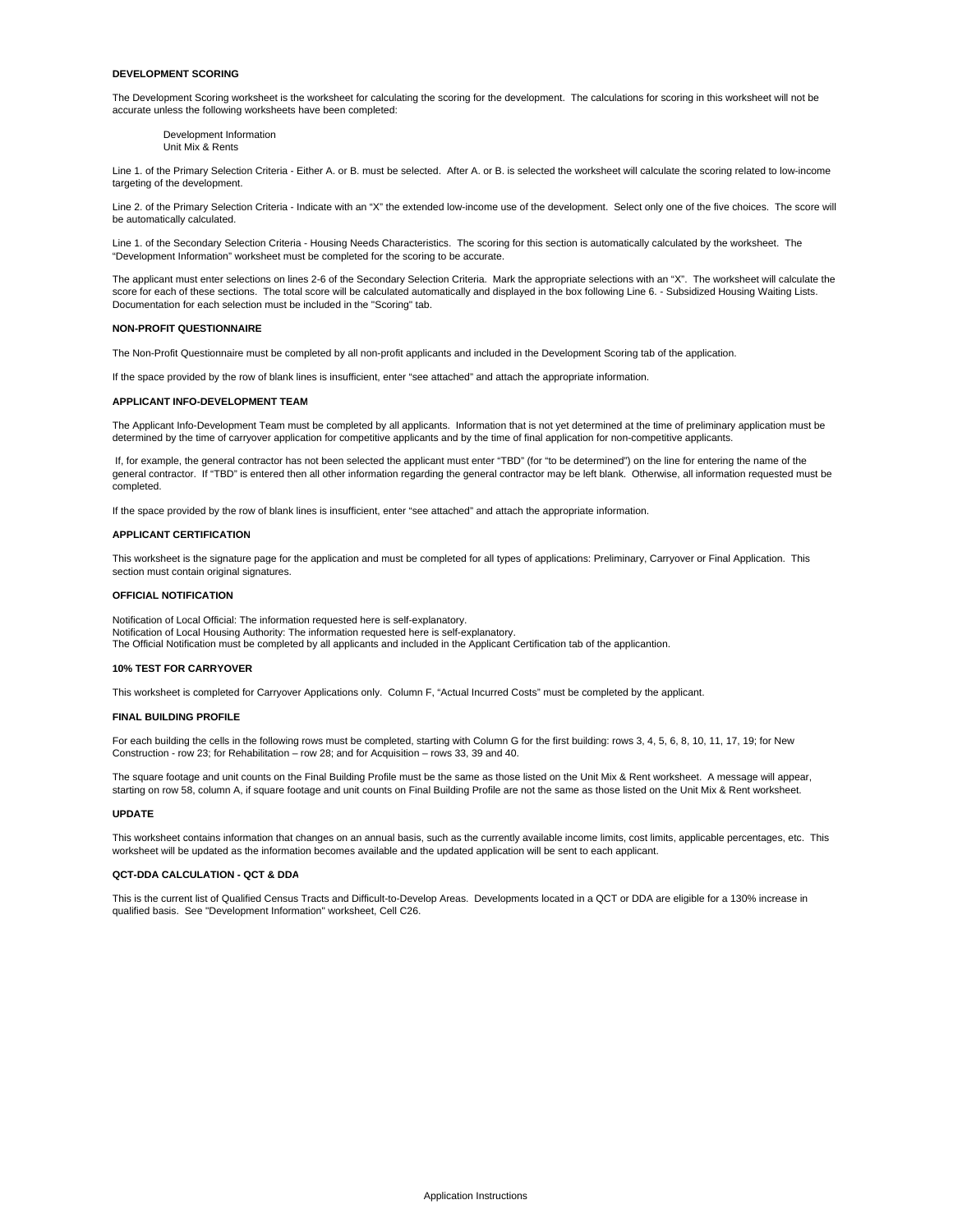## DEVELOPMENT SCORING

The Development Scoring worksheet is the worksheet for calculating the scoring for the development. The calculations for scoring in this worksheet will not be accurate unless the following worksheets have been completed:

Development Information
Unit Mix & Rents

Line 1. of the Primary Selection Criteria - Either A. or B. must be selected. After A. or B. is selected the worksheet will calculate the scoring related to low-income targeting of the development.

Line 2. of the Primary Selection Criteria - Indicate with an "X" the extended low-income use of the development. Select only one of the five choices. The score will be automatically calculated.

Line 1. of the Secondary Selection Criteria - Housing Needs Characteristics. The scoring for this section is automatically calculated by the worksheet. The "Development Information" worksheet must be completed for the scoring to be accurate.

The applicant must enter selections on lines 2-6 of the Secondary Selection Criteria. Mark the appropriate selections with an "X". The worksheet will calculate the score for each of these sections. The total score will be calculated automatically and displayed in the box following Line 6. - Subsidized Housing Waiting Lists. Documentation for each selection must be included in the "Scoring" tab.

## NON-PROFIT QUESTIONNAIRE

The Non-Profit Questionnaire must be completed by all non-profit applicants and included in the Development Scoring tab of the application.

If the space provided by the row of blank lines is insufficient, enter "see attached" and attach the appropriate information.

## APPLICANT INFO-DEVELOPMENT TEAM

The Applicant Info-Development Team must be completed by all applicants. Information that is not yet determined at the time of preliminary application must be determined by the time of carryover application for competitive applicants and by the time of final application for non-competitive applicants.

If, for example, the general contractor has not been selected the applicant must enter "TBD" (for "to be determined") on the line for entering the name of the general contractor. If "TBD" is entered then all other information regarding the general contractor may be left blank. Otherwise, all information requested must be completed.

If the space provided by the row of blank lines is insufficient, enter "see attached" and attach the appropriate information.

## APPLICANT CERTIFICATION

This worksheet is the signature page for the application and must be completed for all types of applications: Preliminary, Carryover or Final Application. This section must contain original signatures.

## OFFICIAL NOTIFICATION

Notification of Local Official: The information requested here is self-explanatory.
Notification of Local Housing Authority: The information requested here is self-explanatory.
The Official Notification must be completed by all applicants and included in the Applicant Certification tab of the applicantion.

## 10% TEST FOR CARRYOVER

This worksheet is completed for Carryover Applications only. Column F, "Actual Incurred Costs" must be completed by the applicant.

## FINAL BUILDING PROFILE

For each building the cells in the following rows must be completed, starting with Column G for the first building: rows 3, 4, 5, 6, 8, 10, 11, 17, 19; for New Construction - row 23; for Rehabilitation – row 28; and for Acquisition – rows 33, 39 and 40.

The square footage and unit counts on the Final Building Profile must be the same as those listed on the Unit Mix & Rent worksheet. A message will appear, starting on row 58, column A, if square footage and unit counts on Final Building Profile are not the same as those listed on the Unit Mix & Rent worksheet.

## UPDATE

This worksheet contains information that changes on an annual basis, such as the currently available income limits, cost limits, applicable percentages, etc. This worksheet will be updated as the information becomes available and the updated application will be sent to each applicant.

## QCT-DDA CALCULATION - QCT & DDA

This is the current list of Qualified Census Tracts and Difficult-to-Develop Areas. Developments located in a QCT or DDA are eligible for a 130% increase in qualified basis. See "Development Information" worksheet, Cell C26.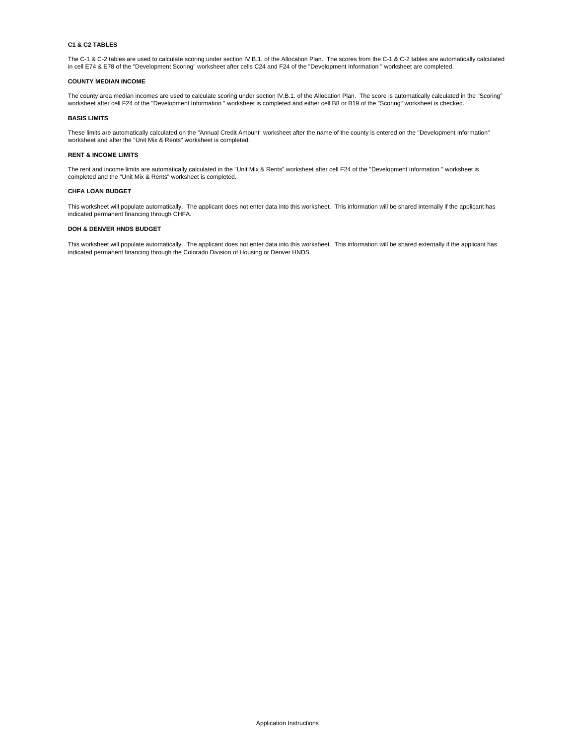**C1 & C2 TABLES**

The C-1 & C-2 tables are used to calculate scoring under section IV.B.1. of the Allocation Plan. The scores from the C-1 & C-2 tables are automatically calculated in cell E74 & E78 of the "Development Scoring" worksheet after cells C24 and F24 of the "Development Information " worksheet are completed.

**COUNTY MEDIAN INCOME**

The county area median incomes are used to calculate scoring under section IV.B.1. of the Allocation Plan. The score is automatically calculated in the "Scoring" worksheet after cell F24 of the "Development Information " worksheet is completed and either cell B8 or B19 of the "Scoring" worksheet is checked.

**BASIS LIMITS**

These limits are automatically calculated on the "Annual Credit Amount" worksheet after the name of the county is entered on the "Development Information" worksheet and after the "Unit Mix & Rents" worksheet is completed.

**RENT & INCOME LIMITS**

The rent and income limits are automatically calculated in the "Unit Mix & Rents" worksheet after cell F24 of the "Development Information " worksheet is completed and the "Unit Mix & Rents" worksheet is completed.

**CHFA LOAN BUDGET**

This worksheet will populate automatically. The applicant does not enter data into this worksheet. This information will be shared internally if the applicant has indicated permanent financing through CHFA.

**DOH & DENVER HNDS BUDGET**

This worksheet will populate automatically. The applicant does not enter data into this worksheet. This information will be shared externally if the applicant has indicated permanent financing through the Colorado Division of Housing or Denver HNDS.